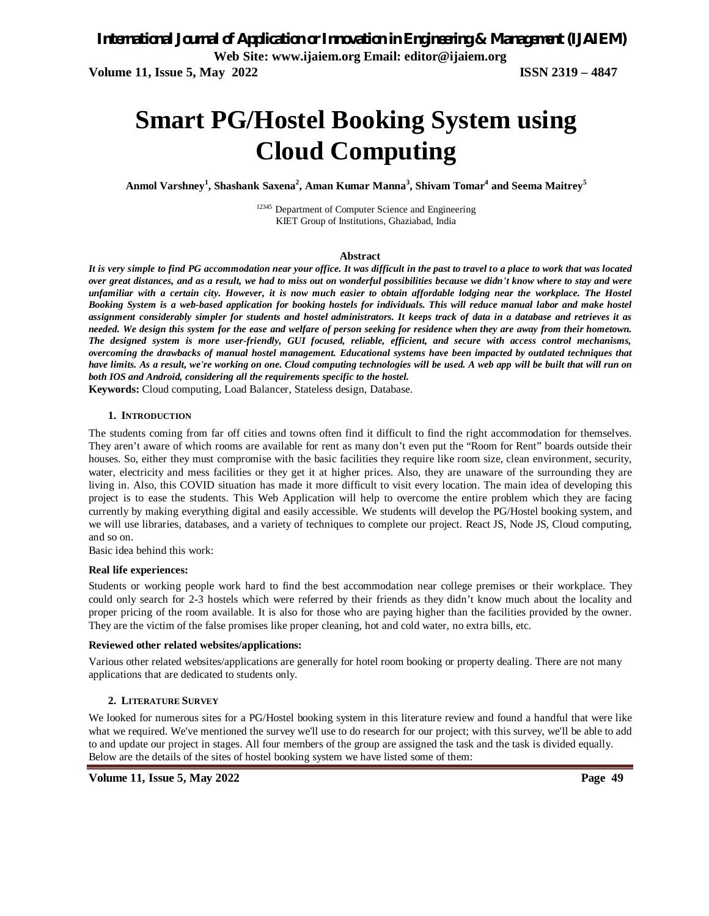# Smart PG/Hostel Booking System using Cloud Computing

**Anmol Varshney[1], Shashank Saxena[2], Aman Kumar Manna[3], Shivam Tomar[4] and Seema Maitrey[5]**

[12345] Department of Computer Science and Engineering
KIET Group of Institutions, Ghaziabad, India

### Abstract

***It is very simple to find PG accommodation near your office. It was difficult in the past to travel to a place to work that was located over great distances, and as a result, we had to miss out on wonderful possibilities because we didn't know where to stay and were unfamiliar with a certain city. However, it is now much easier to obtain affordable lodging near the workplace. The Hostel Booking System is a web-based application for booking hostels for individuals. This will reduce manual labor and make hostel assignment considerably simpler for students and hostel administrators. It keeps track of data in a database and retrieves it as needed. We design this system for the ease and welfare of person seeking for residence when they are away from their hometown. The designed system is more user-friendly, GUI focused, reliable, efficient, and secure with access control mechanisms, overcoming the drawbacks of manual hostel management. Educational systems have been impacted by outdated techniques that have limits. As a result, we're working on one. Cloud computing technologies will be used. A web app will be built that will run on both IOS and Android, considering all the requirements specific to the hostel.***

**Keywords:** Cloud computing, Load Balancer, Stateless design, Database.

## 1. Introduction

The students coming from far off cities and towns often find it difficult to find the right accommodation for themselves. They aren't aware of which rooms are available for rent as many don't even put the "Room for Rent" boards outside their houses. So, either they must compromise with the basic facilities they require like room size, clean environment, security, water, electricity and mess facilities or they get it at higher prices. Also, they are unaware of the surrounding they are living in. Also, this COVID situation has made it more difficult to visit every location. The main idea of developing this project is to ease the students. This Web Application will help to overcome the entire problem which they are facing currently by making everything digital and easily accessible. We students will develop the PG/Hostel booking system, and we will use libraries, databases, and a variety of techniques to complete our project. React JS, Node JS, Cloud computing, and so on.

Basic idea behind this work:

**Real life experiences:**

Students or working people work hard to find the best accommodation near college premises or their workplace. They could only search for 2-3 hostels which were referred by their friends as they didn't know much about the locality and proper pricing of the room available. It is also for those who are paying higher than the facilities provided by the owner. They are the victim of the false promises like proper cleaning, hot and cold water, no extra bills, etc.

**Reviewed other related websites/applications:**

Various other related websites/applications are generally for hotel room booking or property dealing. There are not many applications that are dedicated to students only.

## 2. Literature Survey

We looked for numerous sites for a PG/Hostel booking system in this literature review and found a handful that were like what we required. We've mentioned the survey we'll use to do research for our project; with this survey, we'll be able to add to and update our project in stages. All four members of the group are assigned the task and the task is divided equally. Below are the details of the sites of hostel booking system we have listed some of them: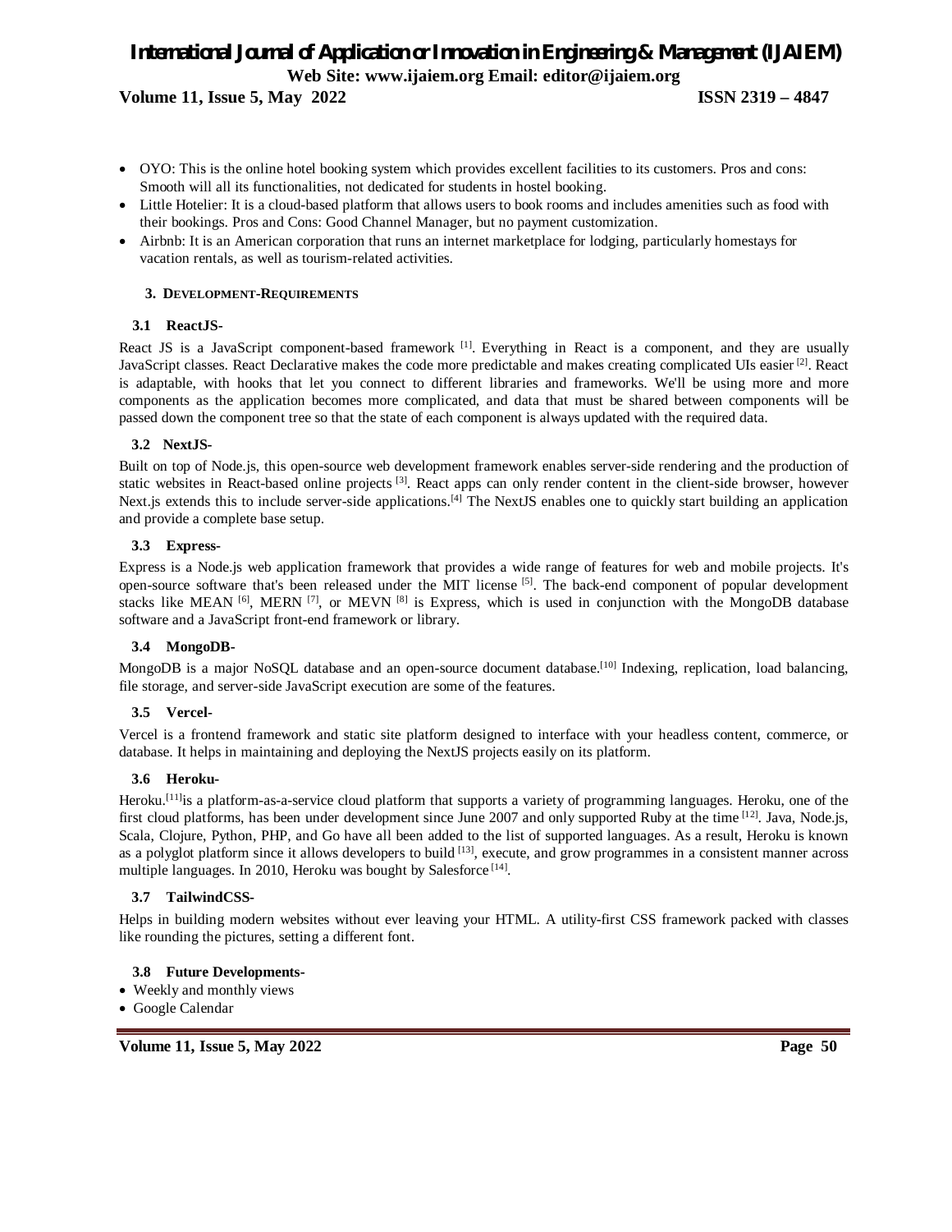- OYO: This is the online hotel booking system which provides excellent facilities to its customers. Pros and cons: Smooth will all its functionalities, not dedicated for students in hostel booking.
- Little Hotelier: It is a cloud-based platform that allows users to book rooms and includes amenities such as food with their bookings. Pros and Cons: Good Channel Manager, but no payment customization.
- Airbnb: It is an American corporation that runs an internet marketplace for lodging, particularly homestays for vacation rentals, as well as tourism-related activities.

## 3. Development-Requirements

### 3.1 ReactJS-

React JS is a JavaScript component-based framework [1]. Everything in React is a component, and they are usually JavaScript classes. React Declarative makes the code more predictable and makes creating complicated UIs easier [2]. React is adaptable, with hooks that let you connect to different libraries and frameworks. We'll be using more and more components as the application becomes more complicated, and data that must be shared between components will be passed down the component tree so that the state of each component is always updated with the required data.

### 3.2 NextJS-

Built on top of Node.js, this open-source web development framework enables server-side rendering and the production of static websites in React-based online projects [3]. React apps can only render content in the client-side browser, however Next.js extends this to include server-side applications.[4] The NextJS enables one to quickly start building an application and provide a complete base setup.

### 3.3 Express-

Express is a Node.js web application framework that provides a wide range of features for web and mobile projects. It's open-source software that's been released under the MIT license [5]. The back-end component of popular development stacks like MEAN [6], MERN [7], or MEVN [8] is Express, which is used in conjunction with the MongoDB database software and a JavaScript front-end framework or library.

### 3.4 MongoDB-

MongoDB is a major NoSQL database and an open-source document database.[10] Indexing, replication, load balancing, file storage, and server-side JavaScript execution are some of the features.

### 3.5 Vercel-

Vercel is a frontend framework and static site platform designed to interface with your headless content, commerce, or database. It helps in maintaining and deploying the NextJS projects easily on its platform.

### 3.6 Heroku-

Heroku.[11]is a platform-as-a-service cloud platform that supports a variety of programming languages. Heroku, one of the first cloud platforms, has been under development since June 2007 and only supported Ruby at the time [12]. Java, Node.js, Scala, Clojure, Python, PHP, and Go have all been added to the list of supported languages. As a result, Heroku is known as a polyglot platform since it allows developers to build [13], execute, and grow programmes in a consistent manner across multiple languages. In 2010, Heroku was bought by Salesforce [14].

### 3.7 TailwindCSS-

Helps in building modern websites without ever leaving your HTML. A utility-first CSS framework packed with classes like rounding the pictures, setting a different font.

### 3.8 Future Developments-

- Weekly and monthly views
- Google Calendar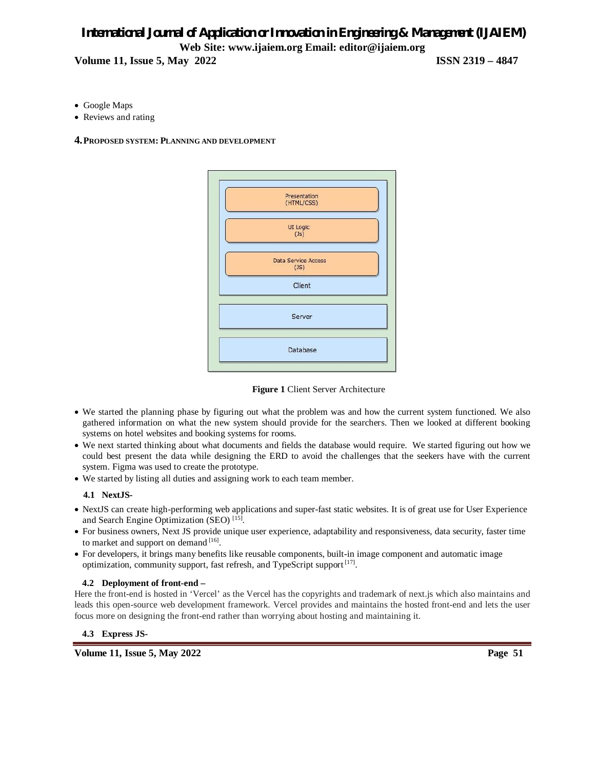- Google Maps
- Reviews and rating

## 4. PROPOSED SYSTEM: PLANNING AND DEVELOPMENT

**Figure 1** Client Server Architecture

- We started the planning phase by figuring out what the problem was and how the current system functioned. We also gathered information on what the new system should provide for the searchers. Then we looked at different booking systems on hotel websites and booking systems for rooms.
- We next started thinking about what documents and fields the database would require. We started figuring out how we could best present the data while designing the ERD to avoid the challenges that the seekers have with the current system. Figma was used to create the prototype.
- We started by listing all duties and assigning work to each team member.

### 4.1 NextJS-

- NextJS can create high-performing web applications and super-fast static websites. It is of great use for User Experience and Search Engine Optimization (SEO) [15].
- For business owners, Next JS provide unique user experience, adaptability and responsiveness, data security, faster time to market and support on demand [16].
- For developers, it brings many benefits like reusable components, built-in image component and automatic image optimization, community support, fast refresh, and TypeScript support [17].

### 4.2 Deployment of front-end –

Here the front-end is hosted in 'Vercel' as the Vercel has the copyrights and trademark of next.js which also maintains and leads this open-source web development framework. Vercel provides and maintains the hosted front-end and lets the user focus more on designing the front-end rather than worrying about hosting and maintaining it.

### 4.3 Express JS-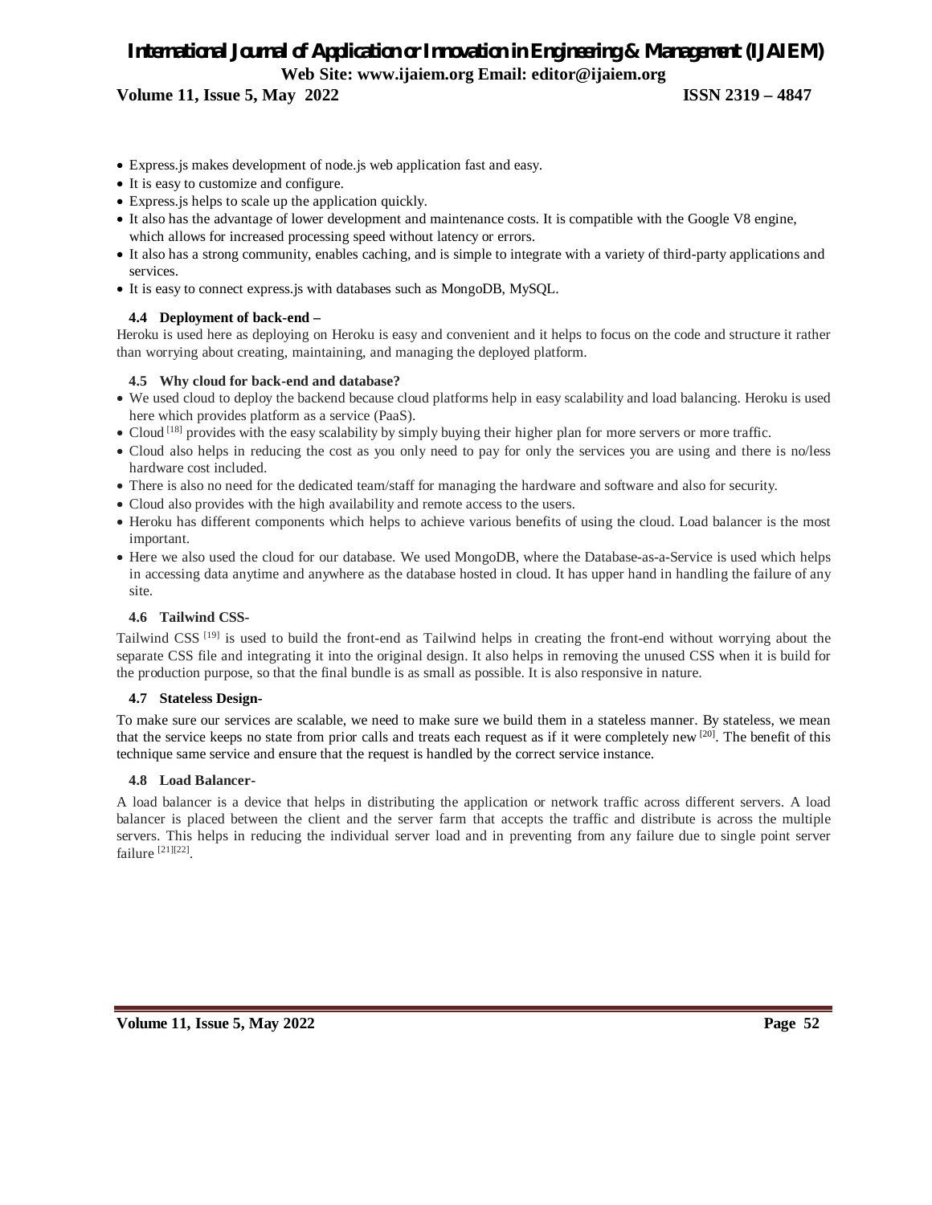- Express.js makes development of node.js web application fast and easy.
- It is easy to customize and configure.
- Express.js helps to scale up the application quickly.
- It also has the advantage of lower development and maintenance costs. It is compatible with the Google V8 engine, which allows for increased processing speed without latency or errors.
- It also has a strong community, enables caching, and is simple to integrate with a variety of third-party applications and services.
- It is easy to connect express.js with databases such as MongoDB, MySQL.

### 4.4 Deployment of back-end –

Heroku is used here as deploying on Heroku is easy and convenient and it helps to focus on the code and structure it rather than worrying about creating, maintaining, and managing the deployed platform.

### 4.5 Why cloud for back-end and database?

- We used cloud to deploy the backend because cloud platforms help in easy scalability and load balancing. Heroku is used here which provides platform as a service (PaaS).
- Cloud [18] provides with the easy scalability by simply buying their higher plan for more servers or more traffic.
- Cloud also helps in reducing the cost as you only need to pay for only the services you are using and there is no/less hardware cost included.
- There is also no need for the dedicated team/staff for managing the hardware and software and also for security.
- Cloud also provides with the high availability and remote access to the users.
- Heroku has different components which helps to achieve various benefits of using the cloud. Load balancer is the most important.
- Here we also used the cloud for our database. We used MongoDB, where the Database-as-a-Service is used which helps in accessing data anytime and anywhere as the database hosted in cloud. It has upper hand in handling the failure of any site.

### 4.6 Tailwind CSS-

Tailwind CSS [19] is used to build the front-end as Tailwind helps in creating the front-end without worrying about the separate CSS file and integrating it into the original design. It also helps in removing the unused CSS when it is build for the production purpose, so that the final bundle is as small as possible. It is also responsive in nature.

### 4.7 Stateless Design-

To make sure our services are scalable, we need to make sure we build them in a stateless manner. By stateless, we mean that the service keeps no state from prior calls and treats each request as if it were completely new [20]. The benefit of this technique same service and ensure that the request is handled by the correct service instance.

### 4.8 Load Balancer-

A load balancer is a device that helps in distributing the application or network traffic across different servers. A load balancer is placed between the client and the server farm that accepts the traffic and distribute is across the multiple servers. This helps in reducing the individual server load and in preventing from any failure due to single point server failure [21][22].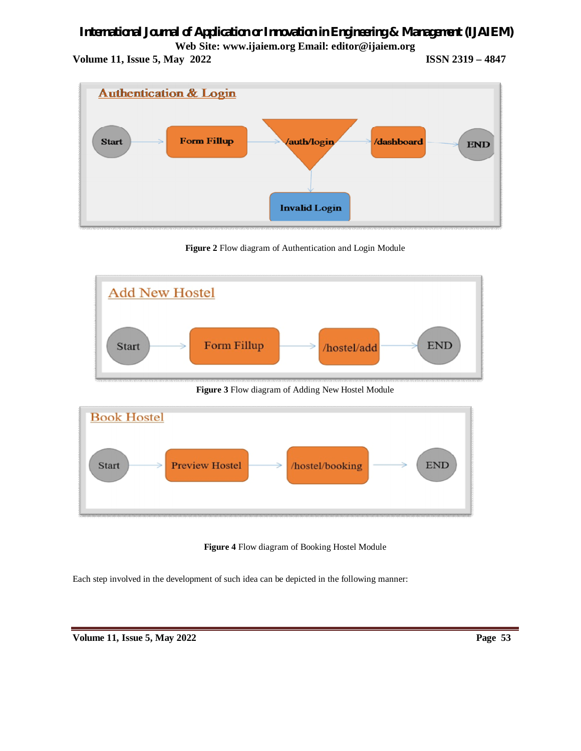Figure 2 Flow diagram of Authentication and Login Module

Figure 3 Flow diagram of Adding New Hostel Module

Figure 4 Flow diagram of Booking Hostel Module

Each step involved in the development of such idea can be depicted in the following manner: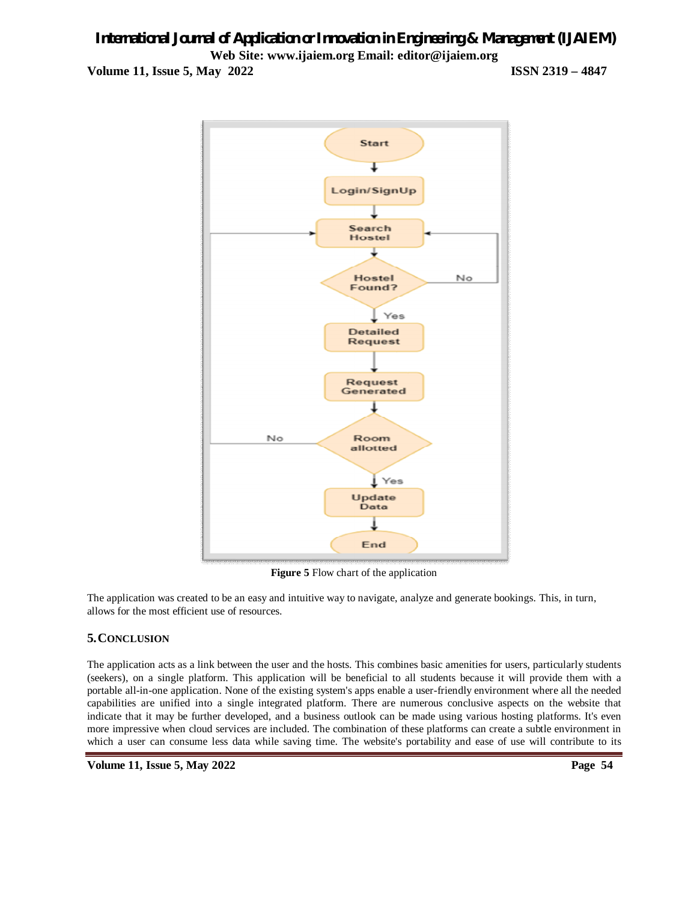**Figure 5** Flow chart of the application

The application was created to be an easy and intuitive way to navigate, analyze and generate bookings. This, in turn, allows for the most efficient use of resources.

## 5. CONCLUSION

The application acts as a link between the user and the hosts. This combines basic amenities for users, particularly students (seekers), on a single platform. This application will be beneficial to all students because it will provide them with a portable all-in-one application. None of the existing system's apps enable a user-friendly environment where all the needed capabilities are unified into a single integrated platform. There are numerous conclusive aspects on the website that indicate that it may be further developed, and a business outlook can be made using various hosting platforms. It's even more impressive when cloud services are included. The combination of these platforms can create a subtle environment in which a user can consume less data while saving time. The website's portability and ease of use will contribute to its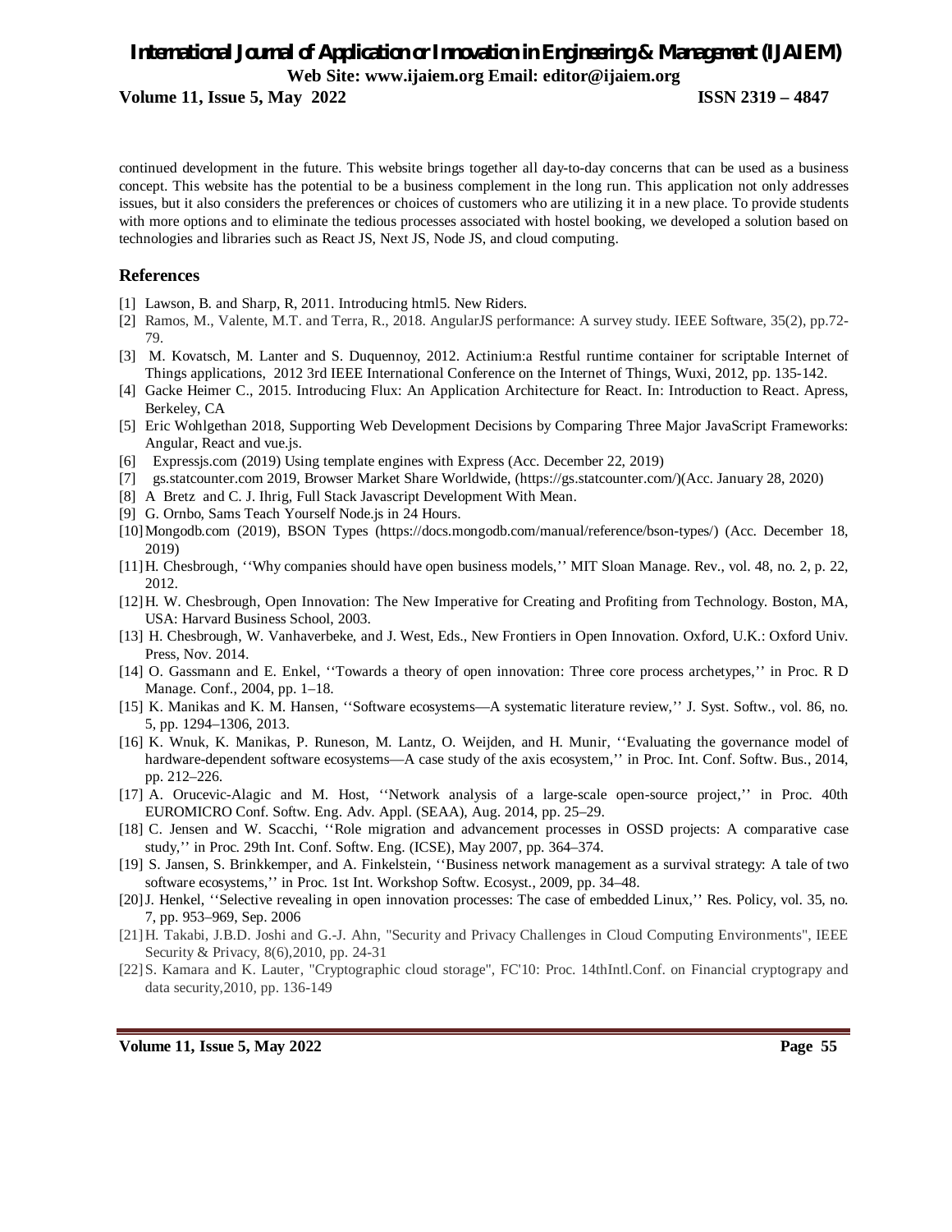continued development in the future. This website brings together all day-to-day concerns that can be used as a business concept. This website has the potential to be a business complement in the long run. This application not only addresses issues, but it also considers the preferences or choices of customers who are utilizing it in a new place. To provide students with more options and to eliminate the tedious processes associated with hostel booking, we developed a solution based on technologies and libraries such as React JS, Next JS, Node JS, and cloud computing.

## References

[1] Lawson, B. and Sharp, R, 2011. Introducing html5. New Riders.

[2] Ramos, M., Valente, M.T. and Terra, R., 2018. AngularJS performance: A survey study. IEEE Software, 35(2), pp.72-79.

[3] M. Kovatsch, M. Lanter and S. Duquennoy, 2012. Actinium:a Restful runtime container for scriptable Internet of Things applications, 2012 3rd IEEE International Conference on the Internet of Things, Wuxi, 2012, pp. 135-142.

[4] Gacke Heimer C., 2015. Introducing Flux: An Application Architecture for React. In: Introduction to React. Apress, Berkeley, CA

[5] Eric Wohlgethan 2018, Supporting Web Development Decisions by Comparing Three Major JavaScript Frameworks: Angular, React and vue.js.

[6] Expressjs.com (2019) Using template engines with Express (Acc. December 22, 2019)

[7] gs.statcounter.com 2019, Browser Market Share Worldwide, (https://gs.statcounter.com/)(Acc. January 28, 2020)

[8] A Bretz and C. J. Ihrig, Full Stack Javascript Development With Mean.

[9] G. Ornbo, Sams Teach Yourself Node.js in 24 Hours.

[10] Mongodb.com (2019), BSON Types (https://docs.mongodb.com/manual/reference/bson-types/) (Acc. December 18, 2019)

[11] H. Chesbrough, ''Why companies should have open business models,'' MIT Sloan Manage. Rev., vol. 48, no. 2, p. 22, 2012.

[12] H. W. Chesbrough, Open Innovation: The New Imperative for Creating and Profiting from Technology. Boston, MA, USA: Harvard Business School, 2003.

[13] H. Chesbrough, W. Vanhaverbeke, and J. West, Eds., New Frontiers in Open Innovation. Oxford, U.K.: Oxford Univ. Press, Nov. 2014.

[14] O. Gassmann and E. Enkel, ''Towards a theory of open innovation: Three core process archetypes,'' in Proc. R D Manage. Conf., 2004, pp. 1–18.

[15] K. Manikas and K. M. Hansen, ''Software ecosystems—A systematic literature review,'' J. Syst. Softw., vol. 86, no. 5, pp. 1294–1306, 2013.

[16] K. Wnuk, K. Manikas, P. Runeson, M. Lantz, O. Weijden, and H. Munir, ''Evaluating the governance model of hardware-dependent software ecosystems—A case study of the axis ecosystem,'' in Proc. Int. Conf. Softw. Bus., 2014, pp. 212–226.

[17] A. Orucevic-Alagic and M. Host, ''Network analysis of a large-scale open-source project,'' in Proc. 40th EUROMICRO Conf. Softw. Eng. Adv. Appl. (SEAA), Aug. 2014, pp. 25–29.

[18] C. Jensen and W. Scacchi, ''Role migration and advancement processes in OSSD projects: A comparative case study,'' in Proc. 29th Int. Conf. Softw. Eng. (ICSE), May 2007, pp. 364–374.

[19] S. Jansen, S. Brinkkemper, and A. Finkelstein, ''Business network management as a survival strategy: A tale of two software ecosystems,'' in Proc. 1st Int. Workshop Softw. Ecosyst., 2009, pp. 34–48.

[20] J. Henkel, ''Selective revealing in open innovation processes: The case of embedded Linux,'' Res. Policy, vol. 35, no. 7, pp. 953–969, Sep. 2006

[21] H. Takabi, J.B.D. Joshi and G.-J. Ahn, "Security and Privacy Challenges in Cloud Computing Environments", IEEE Security & Privacy, 8(6),2010, pp. 24-31

[22] S. Kamara and K. Lauter, "Cryptographic cloud storage", FC'10: Proc. 14thIntl.Conf. on Financial cryptograpy and data security,2010, pp. 136-149